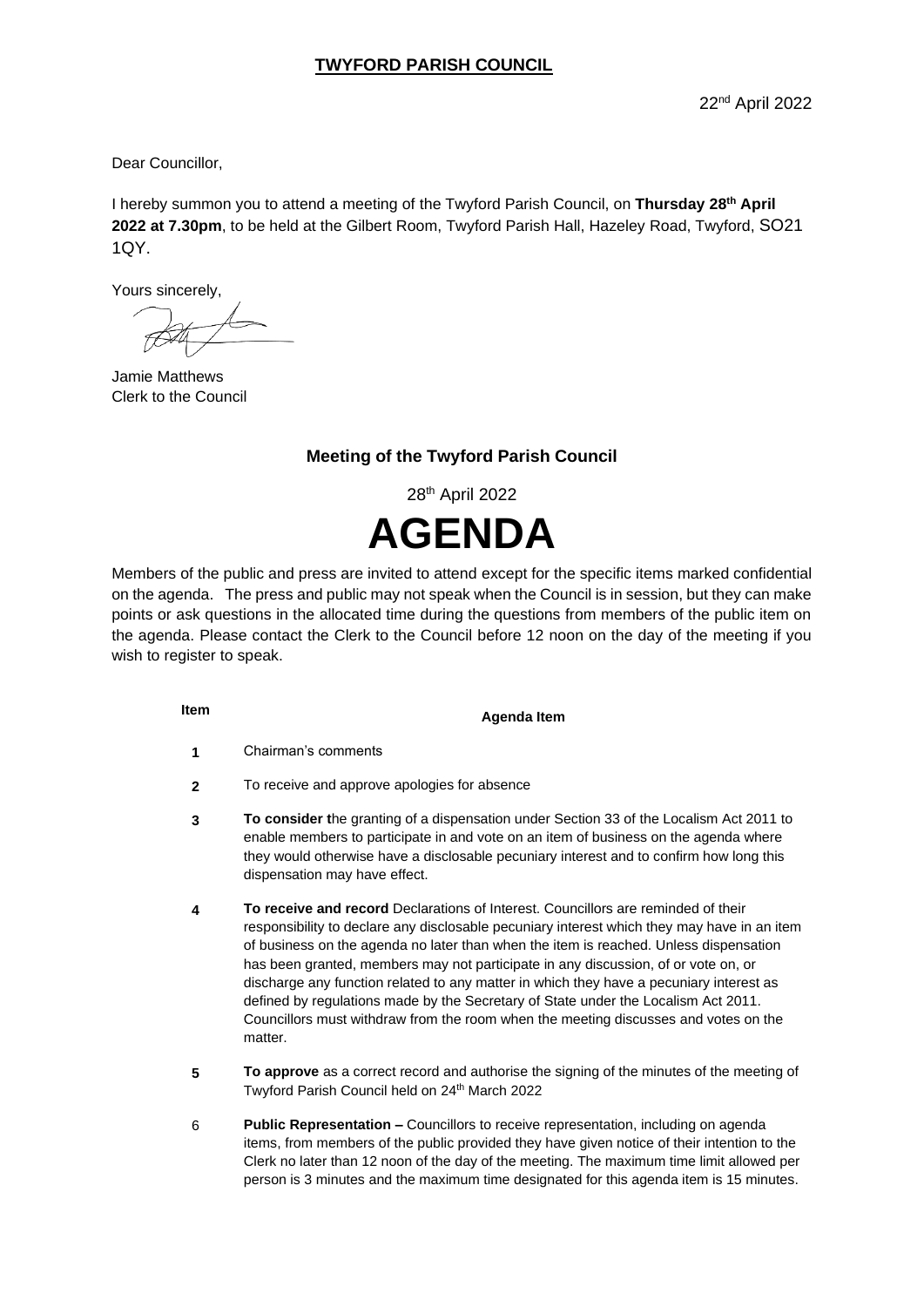**TWYFORD PARISH COUNCIL**

22nd April 2022

Dear Councillor,

I hereby summon you to attend a meeting of the Twyford Parish Council, on **Thursday 28th April 2022 at 7.30pm**, to be held at the Gilbert Room, Twyford Parish Hall, Hazeley Road, Twyford, SO21 1QY.

Yours sincerely,

Jamie Matthews
Clerk to the Council

## Meeting of the Twyford Parish Council

28th April 2022

# AGENDA

Members of the public and press are invited to attend except for the specific items marked confidential on the agenda. The press and public may not speak when the Council is in session, but they can make points or ask questions in the allocated time during the questions from members of the public item on the agenda. Please contact the Clerk to the Council before 12 noon on the day of the meeting if you wish to register to speak.

| Item | Agenda Item |
|---|---|
| **1** | Chairman's comments |
| **2** | To receive and approve apologies for absence |
| **3** | **To consider t**he granting of a dispensation under Section 33 of the Localism Act 2011 to enable members to participate in and vote on an item of business on the agenda where they would otherwise have a disclosable pecuniary interest and to confirm how long this dispensation may have effect. |
| **4** | **To receive and record** Declarations of Interest. Councillors are reminded of their responsibility to declare any disclosable pecuniary interest which they may have in an item of business on the agenda no later than when the item is reached. Unless dispensation has been granted, members may not participate in any discussion, of or vote on, or discharge any function related to any matter in which they have a pecuniary interest as defined by regulations made by the Secretary of State under the Localism Act 2011. Councillors must withdraw from the room when the meeting discusses and votes on the matter. |
| **5** | **To approve** as a correct record and authorise the signing of the minutes of the meeting of Twyford Parish Council held on 24th March 2022 |
| 6 | **Public Representation –** Councillors to receive representation, including on agenda items, from members of the public provided they have given notice of their intention to the Clerk no later than 12 noon of the day of the meeting. The maximum time limit allowed per person is 3 minutes and the maximum time designated for this agenda item is 15 minutes. |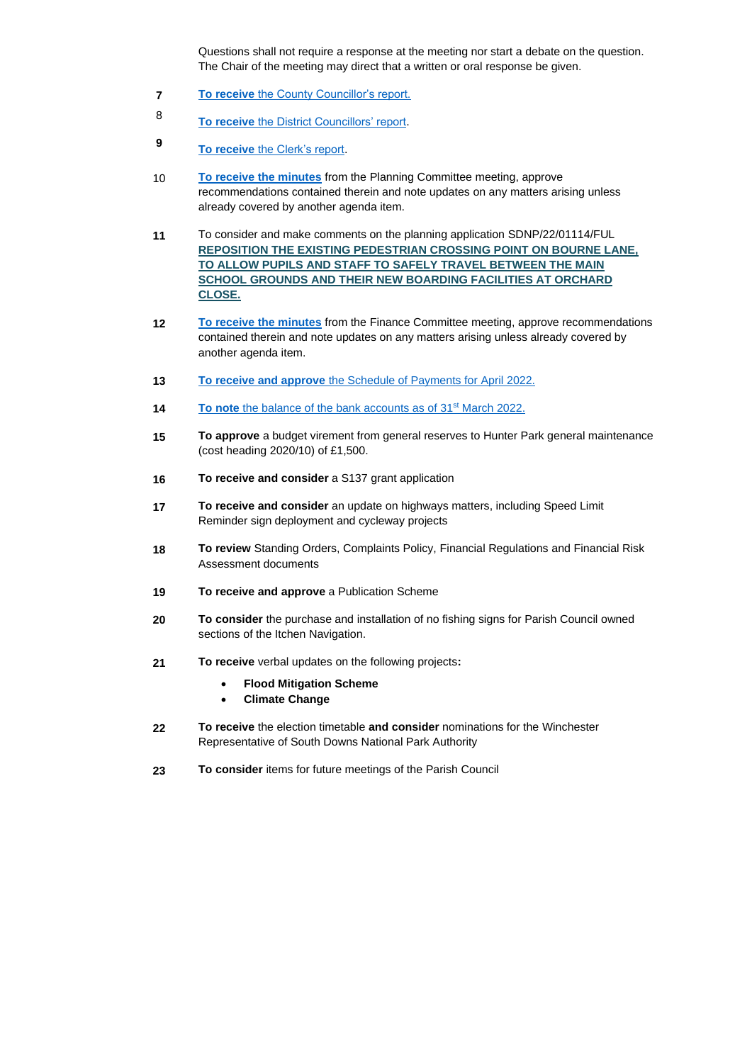Questions shall not require a response at the meeting nor start a debate on the question. The Chair of the meeting may direct that a written or oral response be given.

**7** **To receive** the County Councillor's report.

8 **To receive** the District Councillors' report.

**9** **To receive** the Clerk's report.

10 **To receive the minutes** from the Planning Committee meeting, approve recommendations contained therein and note updates on any matters arising unless already covered by another agenda item.

**11** To consider and make comments on the planning application SDNP/22/01114/FUL **REPOSITION THE EXISTING PEDESTRIAN CROSSING POINT ON BOURNE LANE, TO ALLOW PUPILS AND STAFF TO SAFELY TRAVEL BETWEEN THE MAIN SCHOOL GROUNDS AND THEIR NEW BOARDING FACILITIES AT ORCHARD CLOSE.**

**12** **To receive the minutes** from the Finance Committee meeting, approve recommendations contained therein and note updates on any matters arising unless already covered by another agenda item.

**13** **To receive and approve** the Schedule of Payments for April 2022.

**14** **To note** the balance of the bank accounts as of 31st March 2022.

**15** **To approve** a budget virement from general reserves to Hunter Park general maintenance (cost heading 2020/10) of £1,500.

**16** **To receive and consider** a S137 grant application

**17** **To receive and consider** an update on highways matters, including Speed Limit Reminder sign deployment and cycleway projects

**18** **To review** Standing Orders, Complaints Policy, Financial Regulations and Financial Risk Assessment documents

**19** **To receive and approve** a Publication Scheme

**20** **To consider** the purchase and installation of no fishing signs for Parish Council owned sections of the Itchen Navigation.

**21** **To receive** verbal updates on the following projects**:**

- **Flood Mitigation Scheme**
- **Climate Change**

**22** **To receive** the election timetable **and consider** nominations for the Winchester Representative of South Downs National Park Authority

**23** **To consider** items for future meetings of the Parish Council